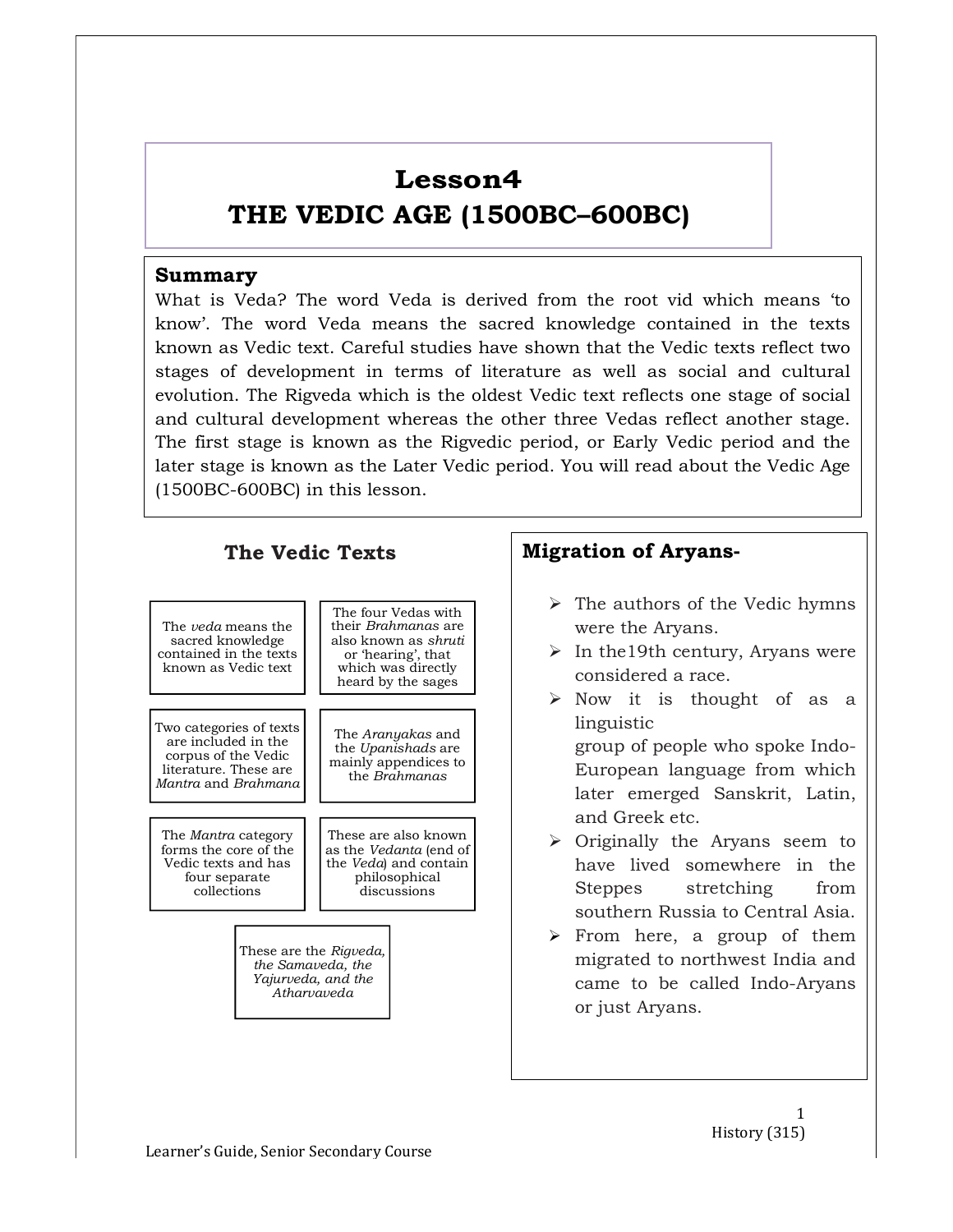# Lesson4
# THE VEDIC AGE (1500BC–600BC)

## Summary

What is Veda? The word Veda is derived from the root vid which means 'to know'. The word Veda means the sacred knowledge contained in the texts known as Vedic text. Careful studies have shown that the Vedic texts reflect two stages of development in terms of literature as well as social and cultural evolution. The Rigveda which is the oldest Vedic text reflects one stage of social and cultural development whereas the other three Vedas reflect another stage. The first stage is known as the Rigvedic period, or Early Vedic period and the later stage is known as the Later Vedic period. You will read about the Vedic Age (1500BC-600BC) in this lesson.

## The Vedic Texts

- The *veda* means the sacred knowledge contained in the texts known as Vedic text
- The four Vedas with their *Brahmanas* are also known as *shruti* or 'hearing', that which was directly heard by the sages
- Two categories of texts are included in the corpus of the Vedic literature. These are *Mantra* and *Brahmana*
- The *Aranyakas* and the *Upanishads* are mainly appendices to the *Brahmanas*
- The *Mantra* category forms the core of the Vedic texts and has four separate collections
- These are also known as the *Vedanta* (end of the *Veda*) and contain philosophical discussions
- These are the *Rigveda, the Samaveda, the Yajurveda, and the Atharvaveda*

## Migration of Aryans-

- The authors of the Vedic hymns were the Aryans.
- In the19th century, Aryans were considered a race.
- Now it is thought of as a linguistic group of people who spoke Indo-European language from which later emerged Sanskrit, Latin, and Greek etc.
- Originally the Aryans seem to have lived somewhere in the Steppes stretching from southern Russia to Central Asia.
- From here, a group of them migrated to northwest India and came to be called Indo-Aryans or just Aryans.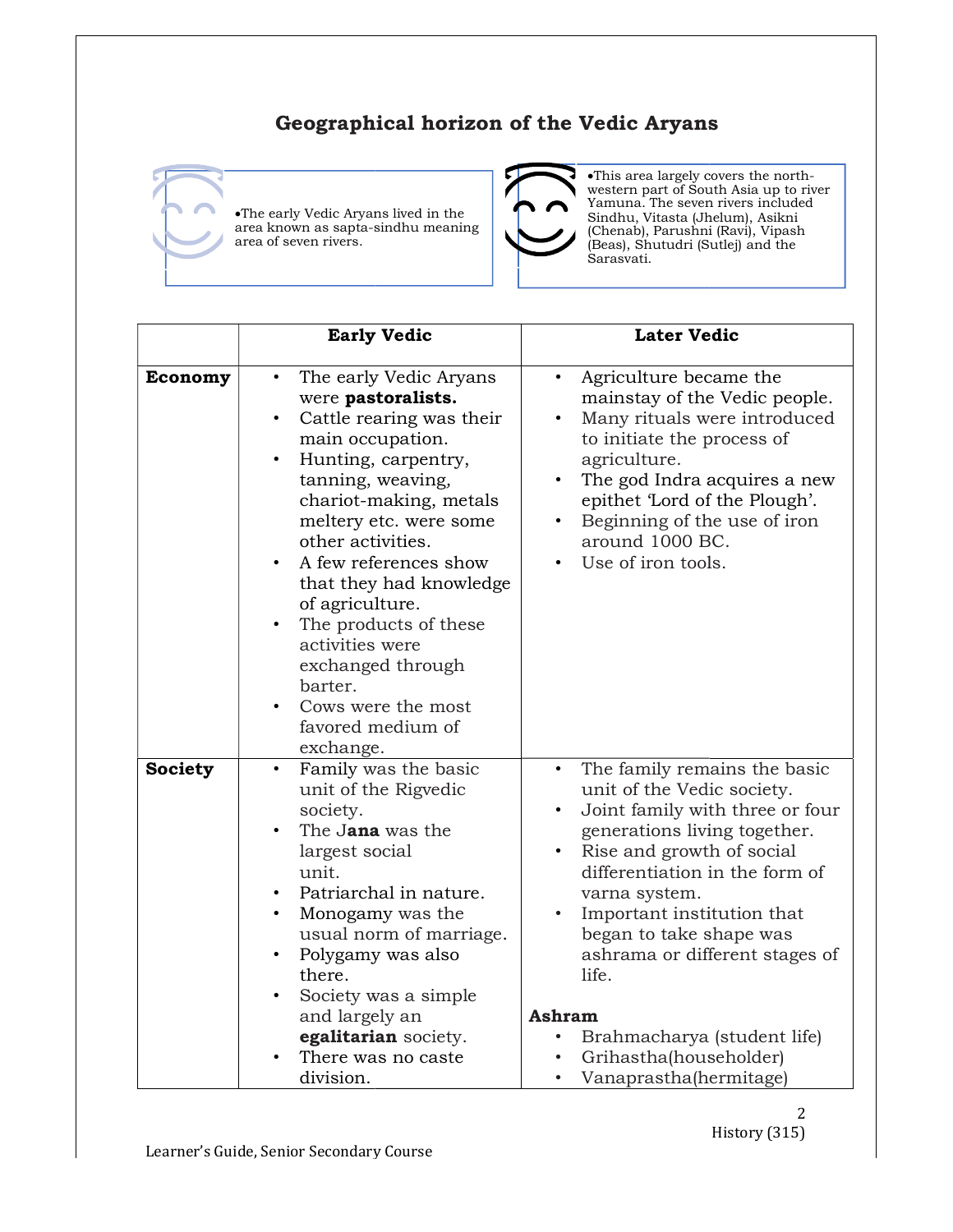## Geographical horizon of the Vedic Aryans

- The early Vedic Aryans lived in the area known as sapta-sindhu meaning area of seven rivers.

- This area largely covers the north-western part of South Asia up to river Yamuna. The seven rivers included Sindhu, Vitasta (Jhelum), Asikni (Chenab), Parushni (Ravi), Vipash (Beas), Shutudri (Sutlej) and the Sarasvati.

| | Early Vedic | Later Vedic |
|---|---|---|
| **Economy** | • The early Vedic Aryans were **pastoralists.**<br>• Cattle rearing was their main occupation.<br>• Hunting, carpentry, tanning, weaving, chariot-making, metals meltery etc. were some other activities.<br>• A few references show that they had knowledge of agriculture.<br>• The products of these activities were exchanged through barter.<br>• Cows were the most favored medium of exchange. | • Agriculture became the mainstay of the Vedic people.<br>• Many rituals were introduced to initiate the process of agriculture.<br>• The god Indra acquires a new epithet 'Lord of the Plough'.<br>• Beginning of the use of iron around 1000 BC.<br>• Use of iron tools. |
| **Society** | • Family was the basic unit of the Rigvedic society.<br>• The J**ana** was the largest social unit.<br>• Patriarchal in nature.<br>• Monogamy was the usual norm of marriage.<br>• Polygamy was also there.<br>• Society was a simple and largely an **egalitarian** society.<br>• There was no caste division. | • The family remains the basic unit of the Vedic society.<br>• Joint family with three or four generations living together.<br>• Rise and growth of social differentiation in the form of varna system.<br>• Important institution that began to take shape was ashrama or different stages of life.<br><br>**Ashram**<br>• Brahmacharya (student life)<br>• Grihastha(householder)<br>• Vanaprastha(hermitage) |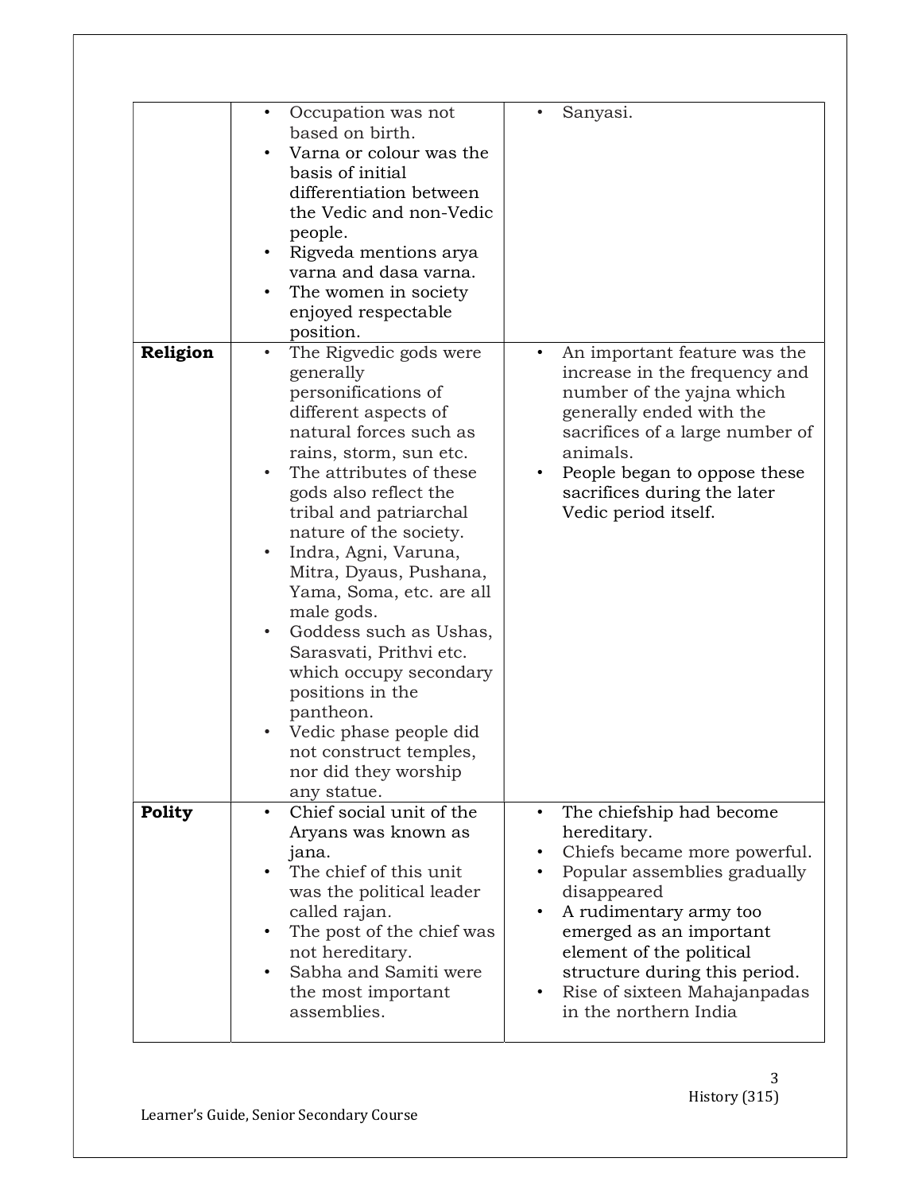| | | |
|---|---|---|
| | • Occupation was not based on birth.<br>• Varna or colour was the basis of initial differentiation between the Vedic and non-Vedic people.<br>• Rigveda mentions arya varna and dasa varna.<br>• The women in society enjoyed respectable position. | • Sanyasi. |
| **Religion** | • The Rigvedic gods were generally personifications of different aspects of natural forces such as rains, storm, sun etc.<br>• The attributes of these gods also reflect the tribal and patriarchal nature of the society.<br>• Indra, Agni, Varuna, Mitra, Dyaus, Pushana, Yama, Soma, etc. are all male gods.<br>• Goddess such as Ushas, Sarasvati, Prithvi etc. which occupy secondary positions in the pantheon.<br>• Vedic phase people did not construct temples, nor did they worship any statue. | • An important feature was the increase in the frequency and number of the yajna which generally ended with the sacrifices of a large number of animals.<br>• People began to oppose these sacrifices during the later Vedic period itself. |
| **Polity** | • Chief social unit of the Aryans was known as jana.<br>• The chief of this unit was the political leader called rajan.<br>• The post of the chief was not hereditary.<br>• Sabha and Samiti were the most important assemblies. | • The chiefship had become hereditary.<br>• Chiefs became more powerful.<br>• Popular assemblies gradually disappeared<br>• A rudimentary army too emerged as an important element of the political structure during this period.<br>• Rise of sixteen Mahajanpadas in the northern India |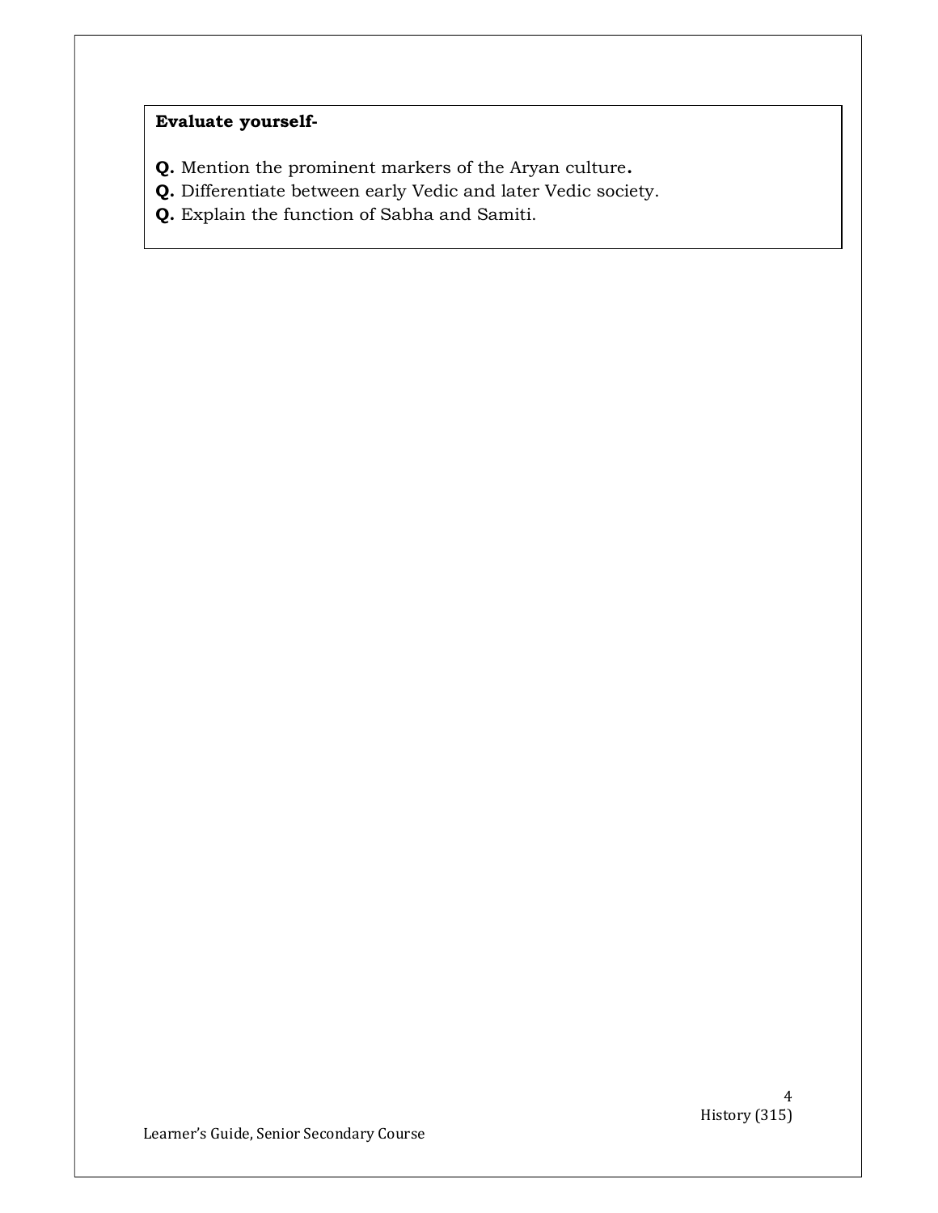**Evaluate yourself-**

**Q.** Mention the prominent markers of the Aryan culture**.**
**Q.** Differentiate between early Vedic and later Vedic society.
**Q.** Explain the function of Sabha and Samiti.